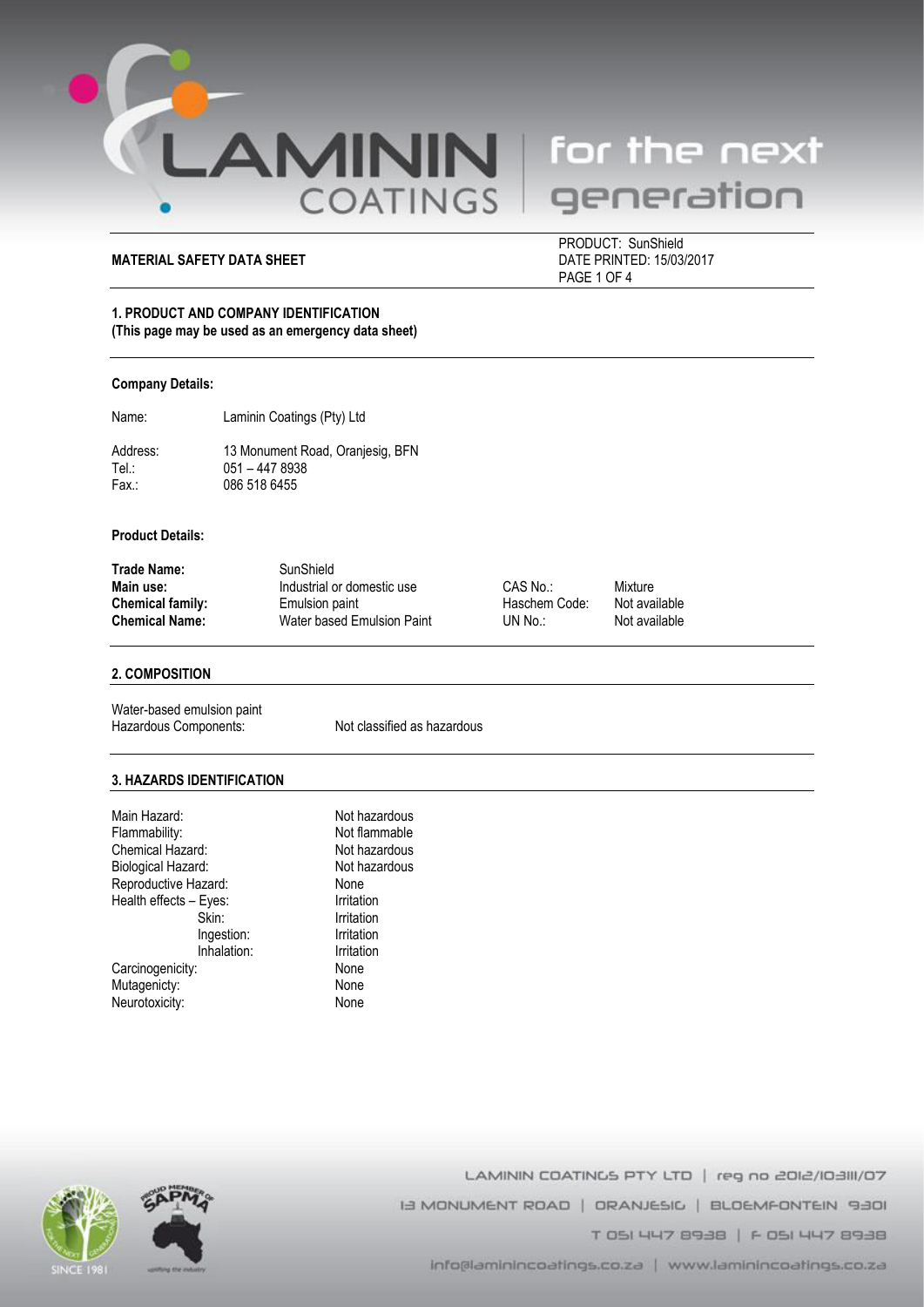**MATERIAL SAFETY DATA SHEET**

PRODUCT: SunShield
DATE PRINTED: 15/03/2017

## 1. PRODUCT AND COMPANY IDENTIFICATION
**(This page may be used as an emergency data sheet)**

### Company Details:

| | |
|---|---|
| Name: | Laminin Coatings (Pty) Ltd |
| Address: | 13 Monument Road, Oranjesig, BFN |
| Tel.: | 051 – 447 8938 |
| Fax.: | 086 518 6455 |

### Product Details:

| | | | |
|---|---|---|---|
| **Trade Name:** | SunShield | | |
| **Main use:** | Industrial or domestic use | CAS No.: | Mixture |
| **Chemical family:** | Emulsion paint | Haschem Code: | Not available |
| **Chemical Name:** | Water based Emulsion Paint | UN No.: | Not available |

## 2. COMPOSITION

Water-based emulsion paint

| | |
|---|---|
| Hazardous Components: | Not classified as hazardous |

## 3. HAZARDS IDENTIFICATION

| | |
|---|---|
| Main Hazard: | Not hazardous |
| Flammability: | Not flammable |
| Chemical Hazard: | Not hazardous |
| Biological Hazard: | Not hazardous |
| Reproductive Hazard: | None |
| Health effects – Eyes: | Irritation |
| Skin: | Irritation |
| Ingestion: | Irritation |
| Inhalation: | Irritation |
| Carcinogenicity: | None |
| Mutagenicty: | None |
| Neurotoxicity: | None |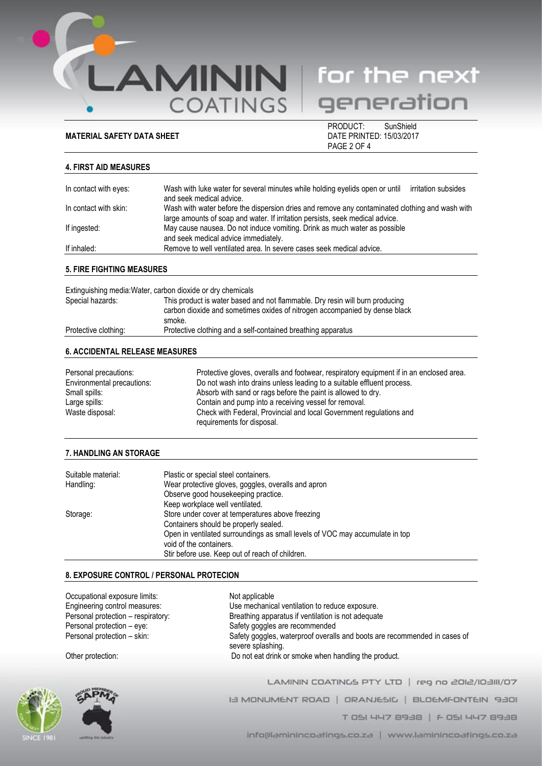## 4. FIRST AID MEASURES

| | |
|---|---|
| In contact with eyes: | Wash with luke water for several minutes while holding eyelids open or until irritation subsides and seek medical advice. |
| In contact with skin: | Wash with water before the dispersion dries and remove any contaminated clothing and wash with large amounts of soap and water. If irritation persists, seek medical advice. |
| If ingested: | May cause nausea. Do not induce vomiting. Drink as much water as possible and seek medical advice immediately. |
| If inhaled: | Remove to well ventilated area. In severe cases seek medical advice. |

## 5. FIRE FIGHTING MEASURES

Extinguishing media: Water, carbon dioxide or dry chemicals

| | |
|---|---|
| Special hazards: | This product is water based and not flammable. Dry resin will burn producing carbon dioxide and sometimes oxides of nitrogen accompanied by dense black smoke. |
| Protective clothing: | Protective clothing and a self-contained breathing apparatus |

## 6. ACCIDENTAL RELEASE MEASURES

| | |
|---|---|
| Personal precautions: | Protective gloves, overalls and footwear, respiratory equipment if in an enclosed area. |
| Environmental precautions: | Do not wash into drains unless leading to a suitable effluent process. |
| Small spills: | Absorb with sand or rags before the paint is allowed to dry. |
| Large spills: | Contain and pump into a receiving vessel for removal. |
| Waste disposal: | Check with Federal, Provincial and local Government regulations and requirements for disposal. |

## 7. HANDLING AN STORAGE

| | |
|---|---|
| Suitable material: | Plastic or special steel containers. |
| Handling: | Wear protective gloves, goggles, overalls and apron<br>Observe good housekeeping practice.<br>Keep workplace well ventilated. |
| Storage: | Store under cover at temperatures above freezing<br>Containers should be properly sealed.<br>Open in ventilated surroundings as small levels of VOC may accumulate in top void of the containers.<br>Stir before use. Keep out of reach of children. |

## 8. EXPOSURE CONTROL / PERSONAL PROTECION

| | |
|---|---|
| Occupational exposure limits: | Not applicable |
| Engineering control measures: | Use mechanical ventilation to reduce exposure. |
| Personal protection – respiratory: | Breathing apparatus if ventilation is not adequate |
| Personal protection – eye: | Safety goggles are recommended |
| Personal protection – skin: | Safety goggles, waterproof overalls and boots are recommended in cases of severe splashing. |
| Other protection: | Do not eat drink or smoke when handling the product. |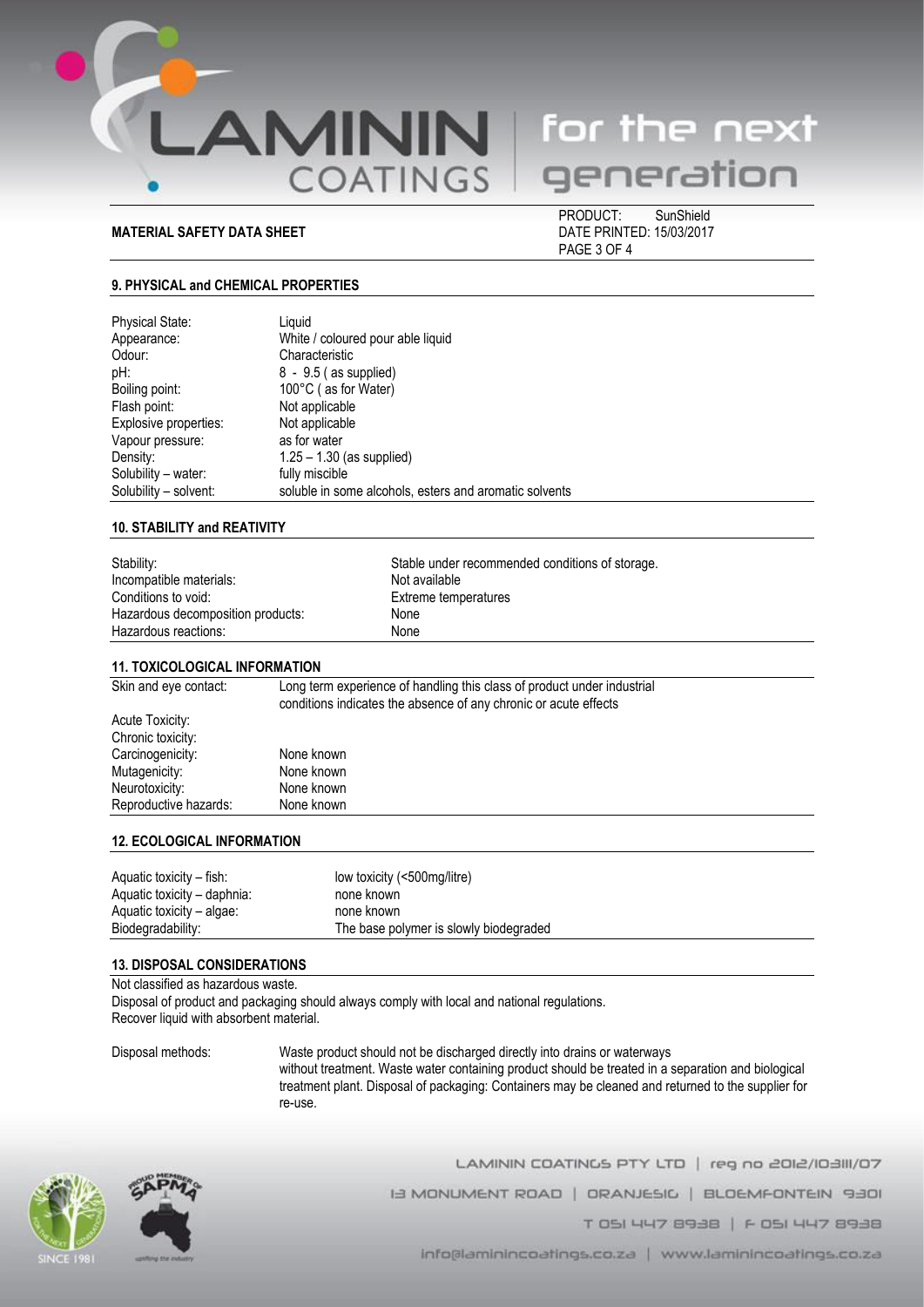## 9. PHYSICAL and CHEMICAL PROPERTIES

| | |
|---|---|
| Physical State: | Liquid |
| Appearance: | White / coloured pour able liquid |
| Odour: | Characteristic |
| pH: | 8 - 9.5 ( as supplied) |
| Boiling point: | 100°C ( as for Water) |
| Flash point: | Not applicable |
| Explosive properties: | Not applicable |
| Vapour pressure: | as for water |
| Density: | 1.25 – 1.30 (as supplied) |
| Solubility – water: | fully miscible |
| Solubility – solvent: | soluble in some alcohols, esters and aromatic solvents |

## 10. STABILITY and REATIVITY

| | |
|---|---|
| Stability: | Stable under recommended conditions of storage. |
| Incompatible materials: | Not available |
| Conditions to void: | Extreme temperatures |
| Hazardous decomposition products: | None |
| Hazardous reactions: | None |

## 11. TOXICOLOGICAL INFORMATION

| | |
|---|---|
| Skin and eye contact: | Long term experience of handling this class of product under industrial conditions indicates the absence of any chronic or acute effects |
| Acute Toxicity: | |
| Chronic toxicity: | |
| Carcinogenicity: | None known |
| Mutagenicity: | None known |
| Neurotoxicity: | None known |
| Reproductive hazards: | None known |

## 12. ECOLOGICAL INFORMATION

| | |
|---|---|
| Aquatic toxicity – fish: | low toxicity (<500mg/litre) |
| Aquatic toxicity – daphnia: | none known |
| Aquatic toxicity – algae: | none known |
| Biodegradability: | The base polymer is slowly biodegraded |

## 13. DISPOSAL CONSIDERATIONS

Not classified as hazardous waste.
Disposal of product and packaging should always comply with local and national regulations.
Recover liquid with absorbent material.

Disposal methods: Waste product should not be discharged directly into drains or waterways without treatment. Waste water containing product should be treated in a separation and biological treatment plant. Disposal of packaging: Containers may be cleaned and returned to the supplier for re-use.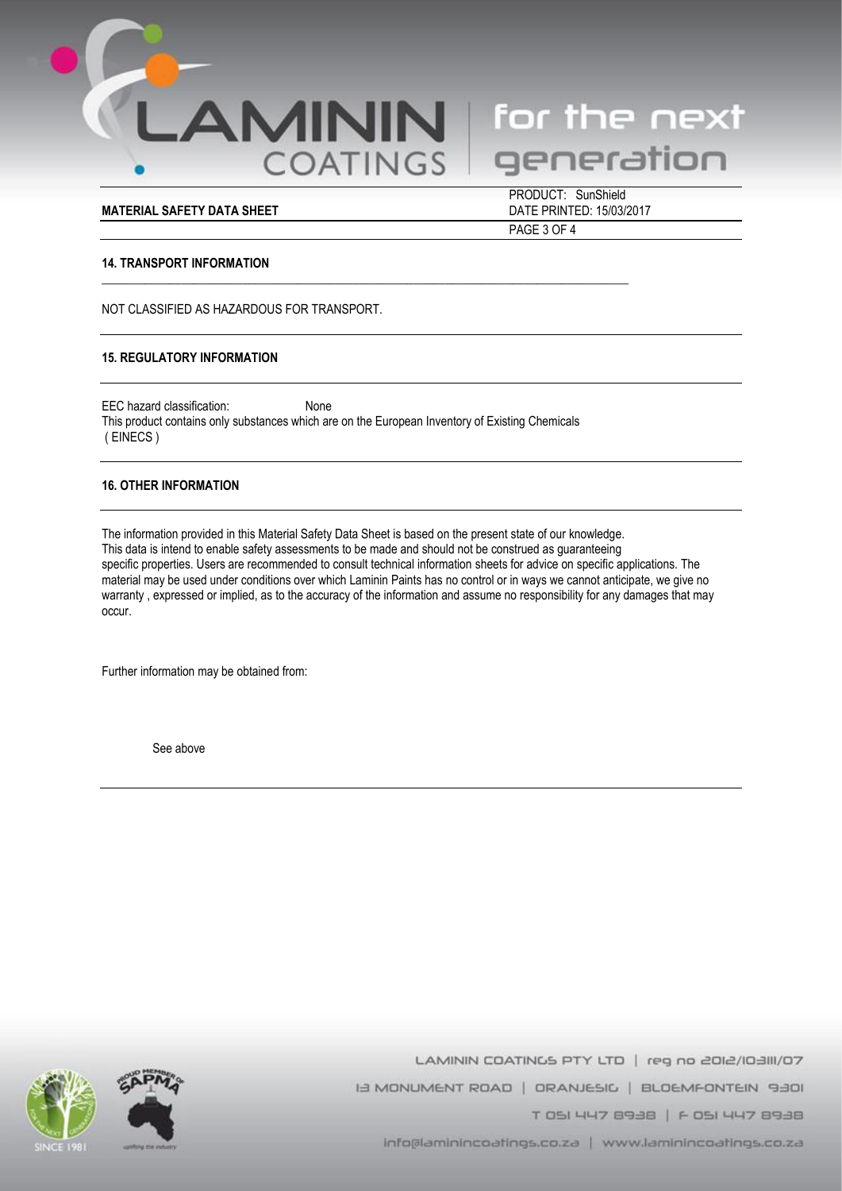## 14. TRANSPORT INFORMATION

NOT CLASSIFIED AS HAZARDOUS FOR TRANSPORT.

## 15. REGULATORY INFORMATION

EEC hazard classification: None

This product contains only substances which are on the European Inventory of Existing Chemicals ( EINECS )

## 16. OTHER INFORMATION

The information provided in this Material Safety Data Sheet is based on the present state of our knowledge. This data is intend to enable safety assessments to be made and should not be construed as guaranteeing specific properties. Users are recommended to consult technical information sheets for advice on specific applications. The material may be used under conditions over which Laminin Paints has no control or in ways we cannot anticipate, we give no warranty , expressed or implied, as to the accuracy of the information and assume no responsibility for any damages that may occur.

Further information may be obtained from:

See above